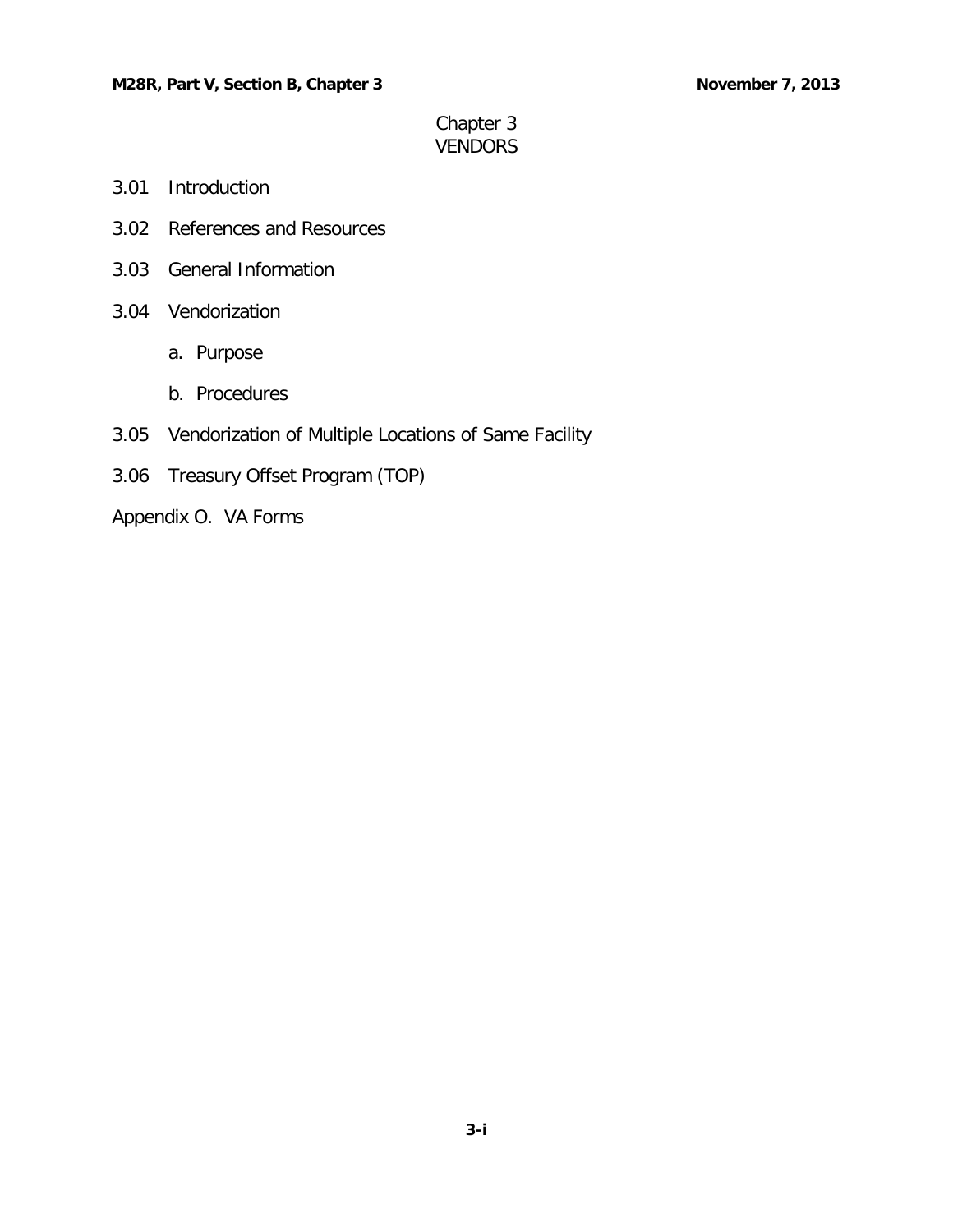# Chapter 3
## VENDORS

3.01 Introduction

3.02 References and Resources

3.03 General Information

3.04 Vendorization

- a. Purpose
- b. Procedures

3.05 Vendorization of Multiple Locations of Same Facility

3.06 Treasury Offset Program (TOP)

Appendix O. VA Forms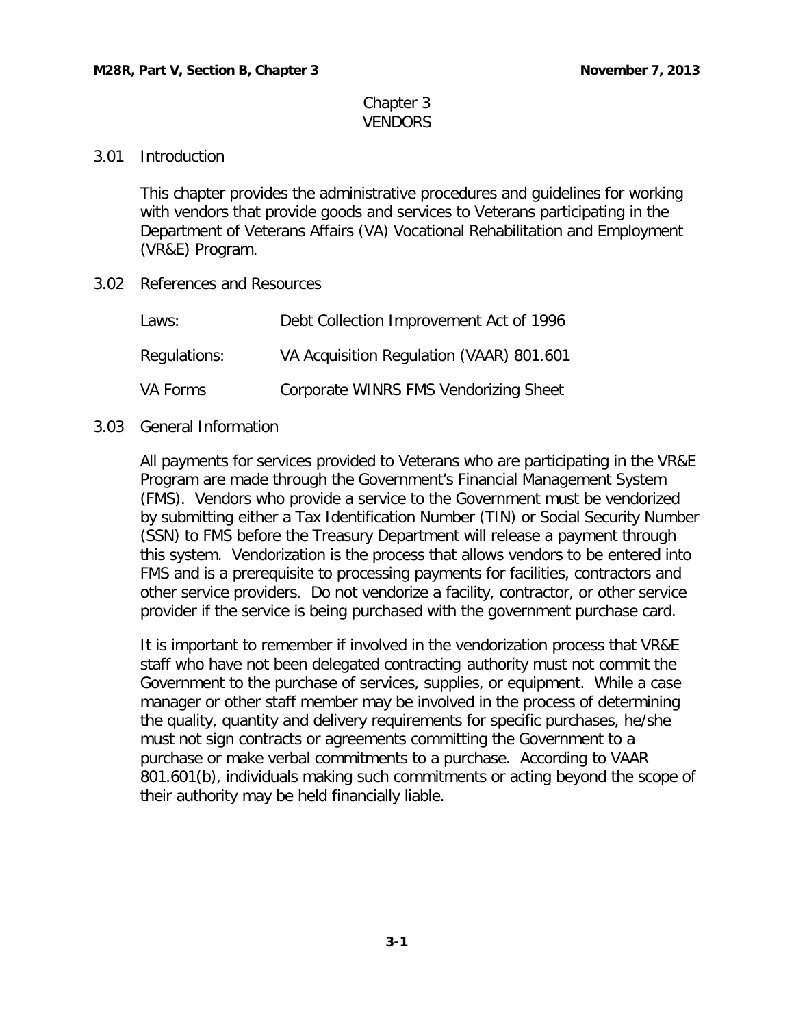# Chapter 3
# VENDORS

## 3.01 Introduction

This chapter provides the administrative procedures and guidelines for working with vendors that provide goods and services to Veterans participating in the Department of Veterans Affairs (VA) Vocational Rehabilitation and Employment (VR&E) Program.

## 3.02 References and Resources

| | |
|---|---|
| Laws: | Debt Collection Improvement Act of 1996 |
| Regulations: | VA Acquisition Regulation (VAAR) 801.601 |
| VA Forms | Corporate WINRS FMS Vendorizing Sheet |

## 3.03 General Information

All payments for services provided to Veterans who are participating in the VR&E Program are made through the Government's Financial Management System (FMS). Vendors who provide a service to the Government must be vendorized by submitting either a Tax Identification Number (TIN) or Social Security Number (SSN) to FMS before the Treasury Department will release a payment through this system. Vendorization is the process that allows vendors to be entered into FMS and is a prerequisite to processing payments for facilities, contractors and other service providers. Do not vendorize a facility, contractor, or other service provider if the service is being purchased with the government purchase card.

It is important to remember if involved in the vendorization process that VR&E staff who have not been delegated contracting authority must not commit the Government to the purchase of services, supplies, or equipment. While a case manager or other staff member may be involved in the process of determining the quality, quantity and delivery requirements for specific purchases, he/she must not sign contracts or agreements committing the Government to a purchase or make verbal commitments to a purchase. According to VAAR 801.601(b), individuals making such commitments or acting beyond the scope of their authority may be held financially liable.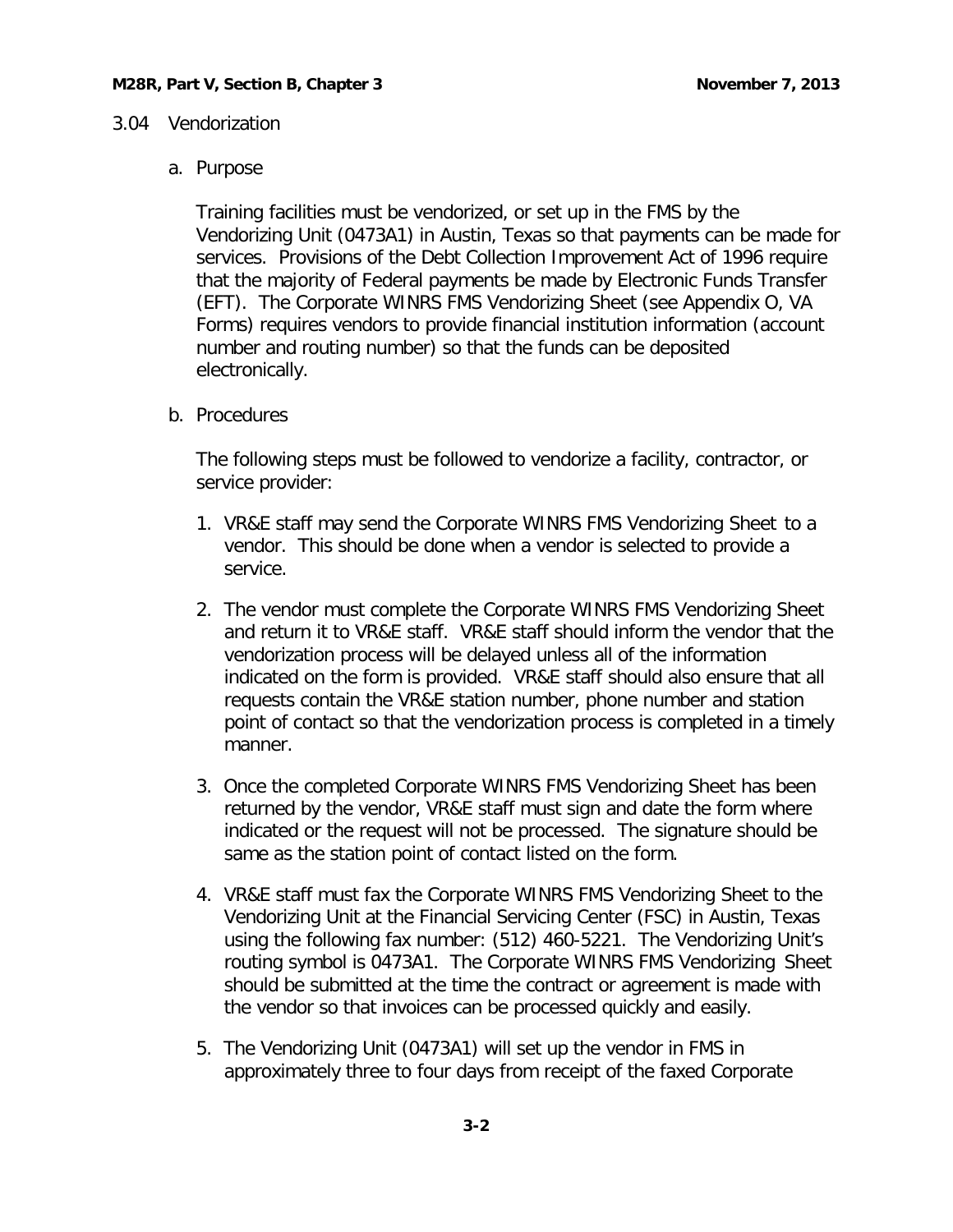## 3.04 Vendorization

### a. Purpose

Training facilities must be vendorized, or set up in the FMS by the Vendorizing Unit (0473A1) in Austin, Texas so that payments can be made for services. Provisions of the Debt Collection Improvement Act of 1996 require that the majority of Federal payments be made by Electronic Funds Transfer (EFT). The Corporate WINRS FMS Vendorizing Sheet (see Appendix O, VA Forms) requires vendors to provide financial institution information (account number and routing number) so that the funds can be deposited electronically.

### b. Procedures

The following steps must be followed to vendorize a facility, contractor, or service provider:

1. VR&E staff may send the Corporate WINRS FMS Vendorizing Sheet to a vendor. This should be done when a vendor is selected to provide a service.

2. The vendor must complete the Corporate WINRS FMS Vendorizing Sheet and return it to VR&E staff. VR&E staff should inform the vendor that the vendorization process will be delayed unless all of the information indicated on the form is provided. VR&E staff should also ensure that all requests contain the VR&E station number, phone number and station point of contact so that the vendorization process is completed in a timely manner.

3. Once the completed Corporate WINRS FMS Vendorizing Sheet has been returned by the vendor, VR&E staff must sign and date the form where indicated or the request will not be processed. The signature should be same as the station point of contact listed on the form.

4. VR&E staff must fax the Corporate WINRS FMS Vendorizing Sheet to the Vendorizing Unit at the Financial Servicing Center (FSC) in Austin, Texas using the following fax number: (512) 460-5221. The Vendorizing Unit's routing symbol is 0473A1. The Corporate WINRS FMS Vendorizing Sheet should be submitted at the time the contract or agreement is made with the vendor so that invoices can be processed quickly and easily.

5. The Vendorizing Unit (0473A1) will set up the vendor in FMS in approximately three to four days from receipt of the faxed Corporate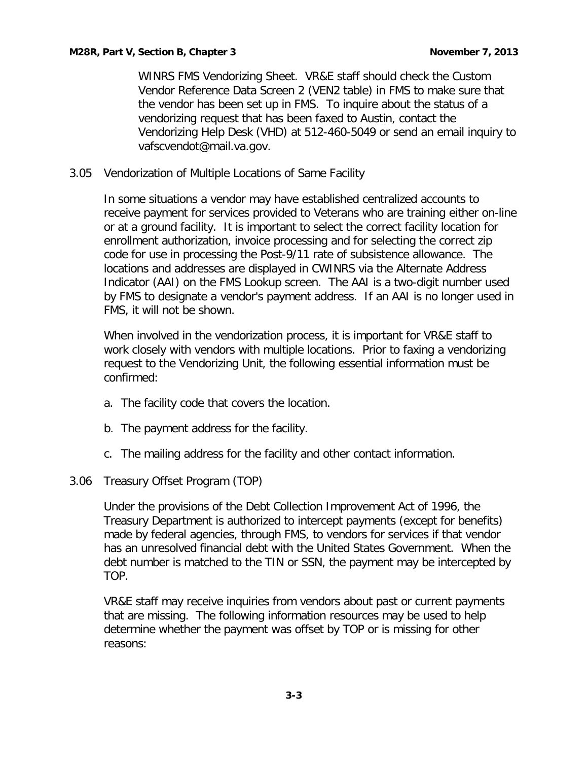WINRS FMS Vendorizing Sheet. VR&E staff should check the Custom Vendor Reference Data Screen 2 (VEN2 table) in FMS to make sure that the vendor has been set up in FMS. To inquire about the status of a vendorizing request that has been faxed to Austin, contact the Vendorizing Help Desk (VHD) at 512-460-5049 or send an email inquiry to vafscvendot@mail.va.gov.

## 3.05 Vendorization of Multiple Locations of Same Facility

In some situations a vendor may have established centralized accounts to receive payment for services provided to Veterans who are training either on-line or at a ground facility. It is important to select the correct facility location for enrollment authorization, invoice processing and for selecting the correct zip code for use in processing the Post-9/11 rate of subsistence allowance. The locations and addresses are displayed in CWINRS via the Alternate Address Indicator (AAI) on the FMS Lookup screen. The AAI is a two-digit number used by FMS to designate a vendor's payment address. If an AAI is no longer used in FMS, it will not be shown.

When involved in the vendorization process, it is important for VR&E staff to work closely with vendors with multiple locations. Prior to faxing a vendorizing request to the Vendorizing Unit, the following essential information must be confirmed:

a. The facility code that covers the location.

b. The payment address for the facility.

c. The mailing address for the facility and other contact information.

## 3.06 Treasury Offset Program (TOP)

Under the provisions of the Debt Collection Improvement Act of 1996, the Treasury Department is authorized to intercept payments (except for benefits) made by federal agencies, through FMS, to vendors for services if that vendor has an unresolved financial debt with the United States Government. When the debt number is matched to the TIN or SSN, the payment may be intercepted by TOP.

VR&E staff may receive inquiries from vendors about past or current payments that are missing. The following information resources may be used to help determine whether the payment was offset by TOP or is missing for other reasons: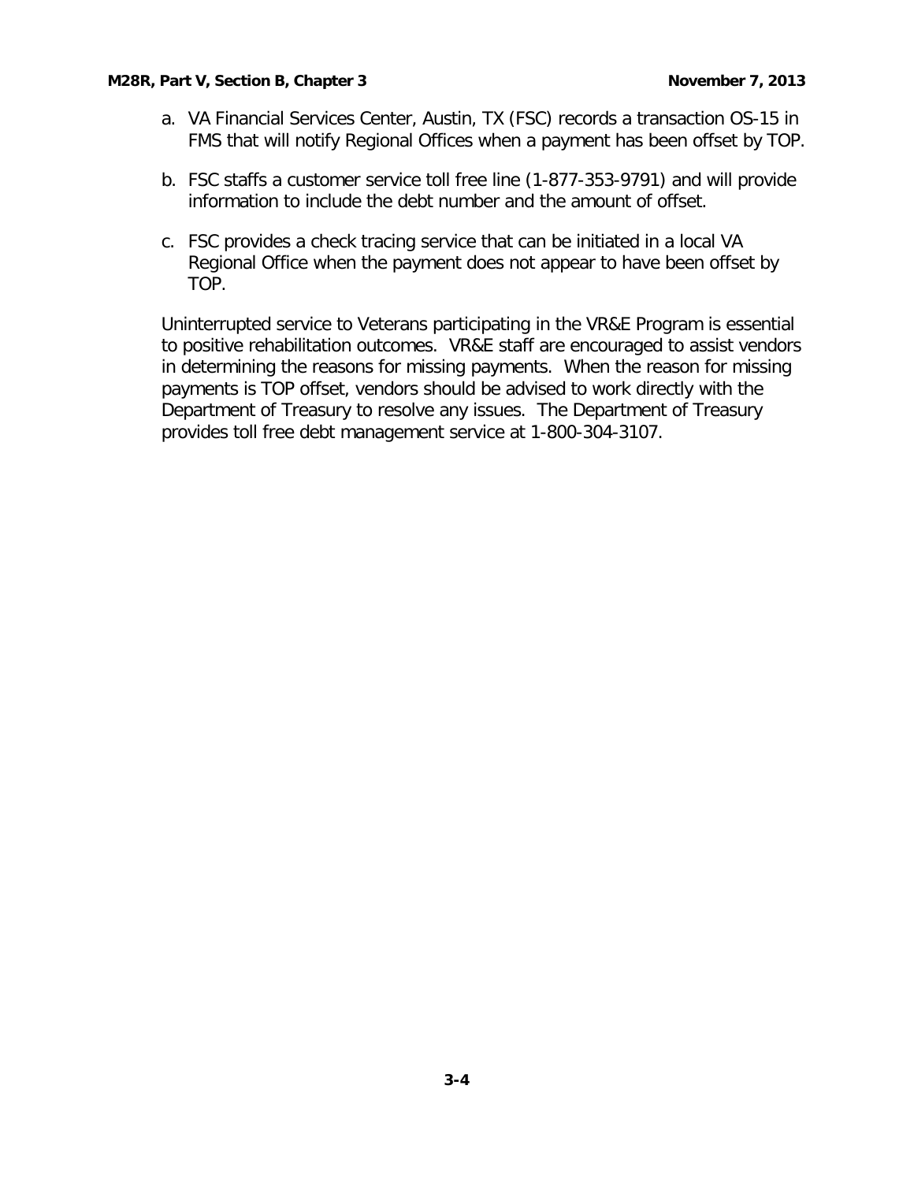a. VA Financial Services Center, Austin, TX (FSC) records a transaction OS-15 in FMS that will notify Regional Offices when a payment has been offset by TOP.

b. FSC staffs a customer service toll free line (1-877-353-9791) and will provide information to include the debt number and the amount of offset.

c. FSC provides a check tracing service that can be initiated in a local VA Regional Office when the payment does not appear to have been offset by TOP.

Uninterrupted service to Veterans participating in the VR&E Program is essential to positive rehabilitation outcomes. VR&E staff are encouraged to assist vendors in determining the reasons for missing payments. When the reason for missing payments is TOP offset, vendors should be advised to work directly with the Department of Treasury to resolve any issues. The Department of Treasury provides toll free debt management service at 1-800-304-3107.